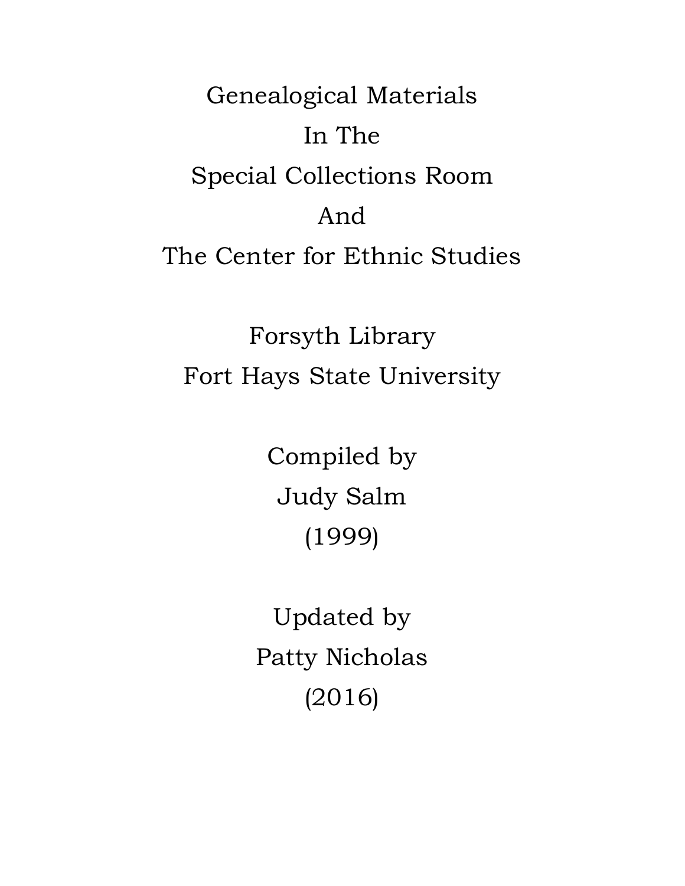# Genealogical Materials In The Special Collections Room And The Center for Ethnic Studies

Forsyth Library
Fort Hays State University

Compiled by
Judy Salm
(1999)

Updated by
Patty Nicholas
(2016)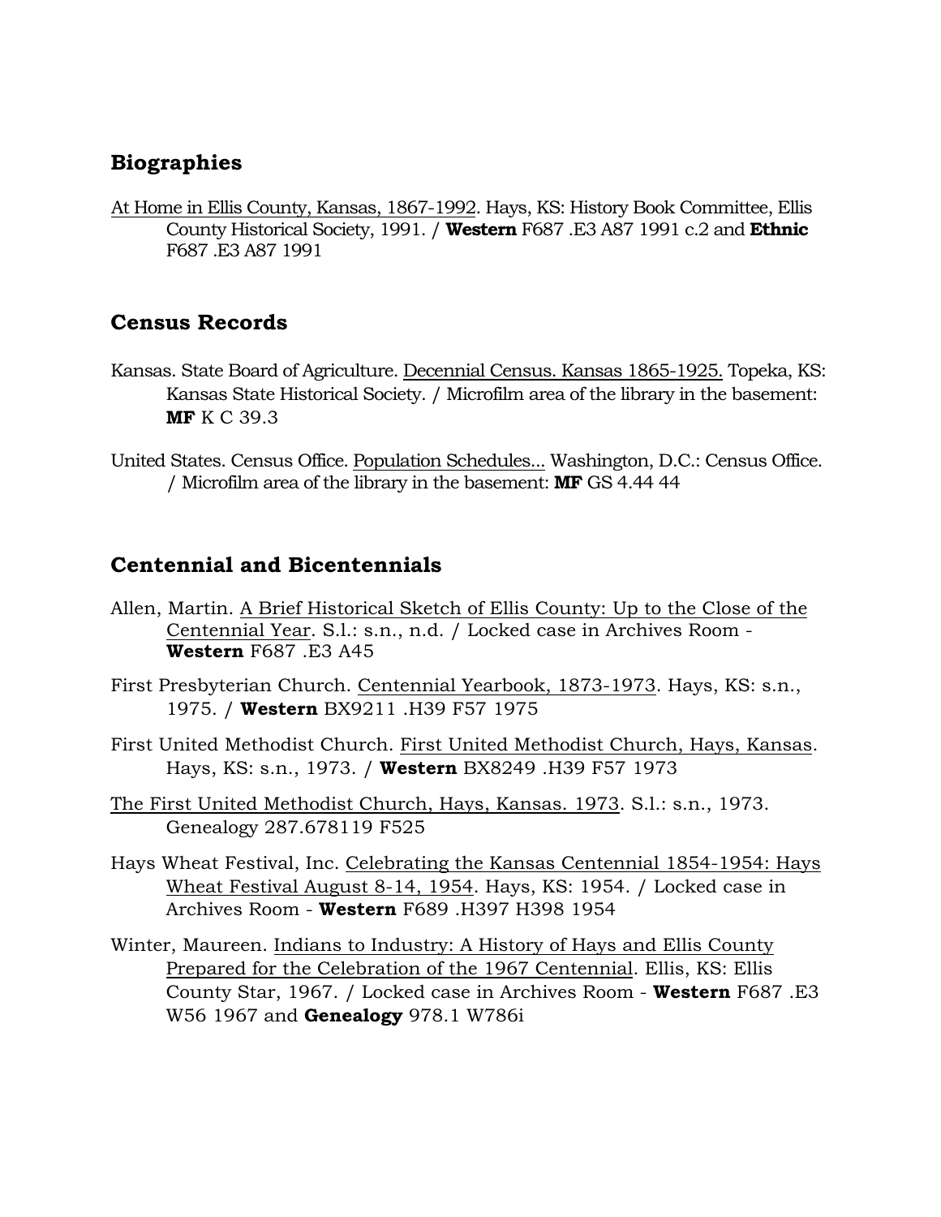## Biographies

At Home in Ellis County, Kansas, 1867-1992. Hays, KS: History Book Committee, Ellis County Historical Society, 1991. / **Western** F687 .E3 A87 1991 c.2 and **Ethnic** F687 .E3 A87 1991

## Census Records

Kansas. State Board of Agriculture. Decennial Census. Kansas 1865-1925. Topeka, KS: Kansas State Historical Society. / Microfilm area of the library in the basement: **MF** K C 39.3

United States. Census Office. Population Schedules... Washington, D.C.: Census Office. / Microfilm area of the library in the basement: **MF** GS 4.44 44

## Centennial and Bicentennials

Allen, Martin. A Brief Historical Sketch of Ellis County: Up to the Close of the Centennial Year. S.l.: s.n., n.d. / Locked case in Archives Room - **Western** F687 .E3 A45

First Presbyterian Church. Centennial Yearbook, 1873-1973. Hays, KS: s.n., 1975. / **Western** BX9211 .H39 F57 1975

First United Methodist Church. First United Methodist Church, Hays, Kansas. Hays, KS: s.n., 1973. / **Western** BX8249 .H39 F57 1973

The First United Methodist Church, Hays, Kansas. 1973. S.l.: s.n., 1973. Genealogy 287.678119 F525

Hays Wheat Festival, Inc. Celebrating the Kansas Centennial 1854-1954: Hays Wheat Festival August 8-14, 1954. Hays, KS: 1954. / Locked case in Archives Room - **Western** F689 .H397 H398 1954

Winter, Maureen. Indians to Industry: A History of Hays and Ellis County Prepared for the Celebration of the 1967 Centennial. Ellis, KS: Ellis County Star, 1967. / Locked case in Archives Room - **Western** F687 .E3 W56 1967 and **Genealogy** 978.1 W786i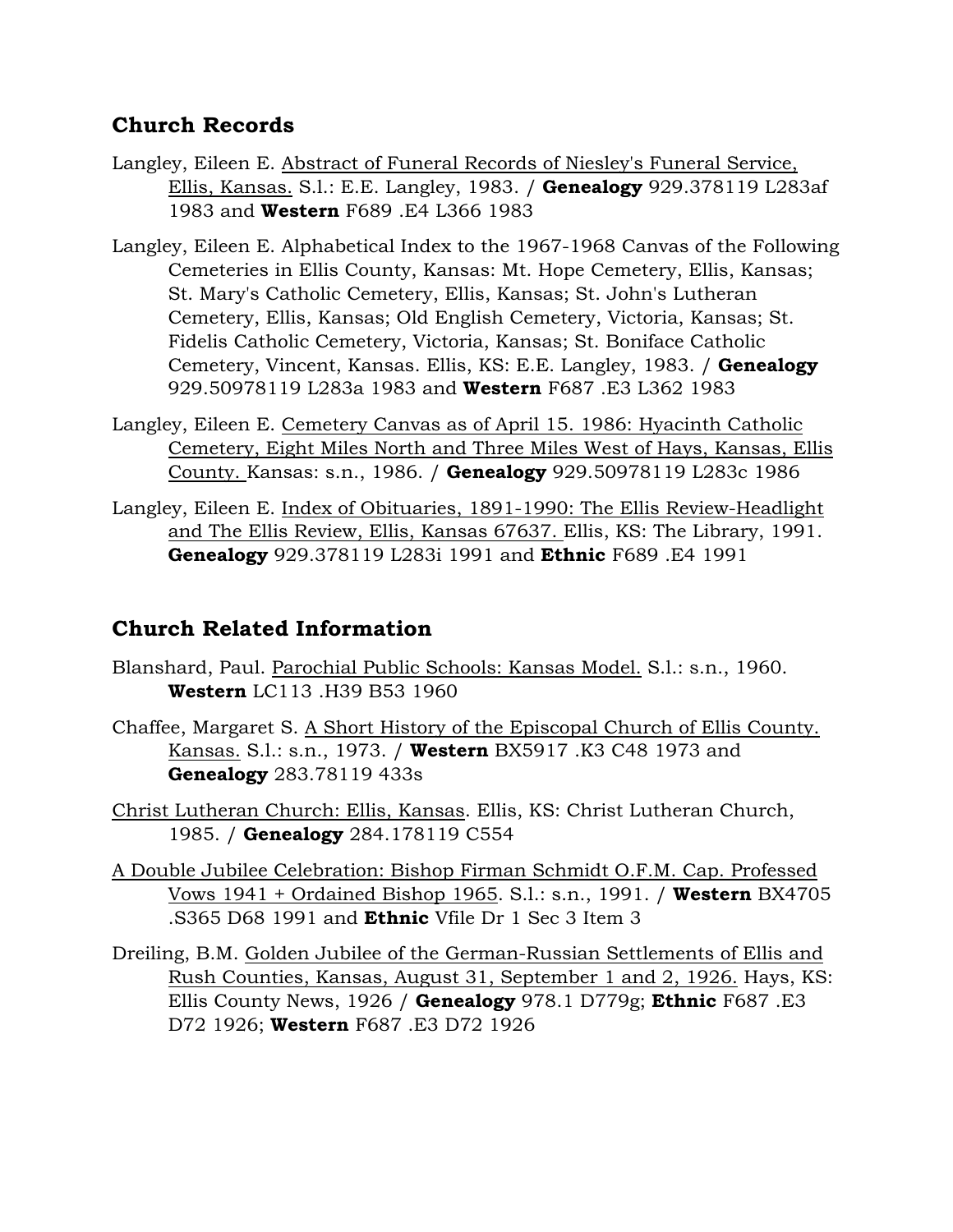## Church Records

Langley, Eileen E. <u>Abstract of Funeral Records of Niesley's Funeral Service, Ellis, Kansas.</u> S.l.: E.E. Langley, 1983. / **Genealogy** 929.378119 L283af 1983 and **Western** F689 .E4 L366 1983

Langley, Eileen E. Alphabetical Index to the 1967-1968 Canvas of the Following Cemeteries in Ellis County, Kansas: Mt. Hope Cemetery, Ellis, Kansas; St. Mary's Catholic Cemetery, Ellis, Kansas; St. John's Lutheran Cemetery, Ellis, Kansas; Old English Cemetery, Victoria, Kansas; St. Fidelis Catholic Cemetery, Victoria, Kansas; St. Boniface Catholic Cemetery, Vincent, Kansas. Ellis, KS: E.E. Langley, 1983. / **Genealogy** 929.50978119 L283a 1983 and **Western** F687 .E3 L362 1983

Langley, Eileen E. <u>Cemetery Canvas as of April 15. 1986: Hyacinth Catholic Cemetery, Eight Miles North and Three Miles West of Hays, Kansas, Ellis County.</u> Kansas: s.n., 1986. / **Genealogy** 929.50978119 L283c 1986

Langley, Eileen E. <u>Index of Obituaries, 1891-1990: The Ellis Review-Headlight and The Ellis Review, Ellis, Kansas 67637.</u> Ellis, KS: The Library, 1991. **Genealogy** 929.378119 L283i 1991 and **Ethnic** F689 .E4 1991

## Church Related Information

Blanshard, Paul. <u>Parochial Public Schools: Kansas Model.</u> S.l.: s.n., 1960. **Western** LC113 .H39 B53 1960

Chaffee, Margaret S. <u>A Short History of the Episcopal Church of Ellis County. Kansas.</u> S.l.: s.n., 1973. / **Western** BX5917 .K3 C48 1973 and **Genealogy** 283.78119 433s

<u>Christ Lutheran Church: Ellis, Kansas</u>. Ellis, KS: Christ Lutheran Church, 1985. / **Genealogy** 284.178119 C554

<u>A Double Jubilee Celebration: Bishop Firman Schmidt O.F.M. Cap. Professed Vows 1941 + Ordained Bishop 1965</u>. S.l.: s.n., 1991. / **Western** BX4705 .S365 D68 1991 and **Ethnic** Vfile Dr 1 Sec 3 Item 3

Dreiling, B.M. <u>Golden Jubilee of the German-Russian Settlements of Ellis and Rush Counties, Kansas, August 31, September 1 and 2, 1926.</u> Hays, KS: Ellis County News, 1926 / **Genealogy** 978.1 D779g; **Ethnic** F687 .E3 D72 1926; **Western** F687 .E3 D72 1926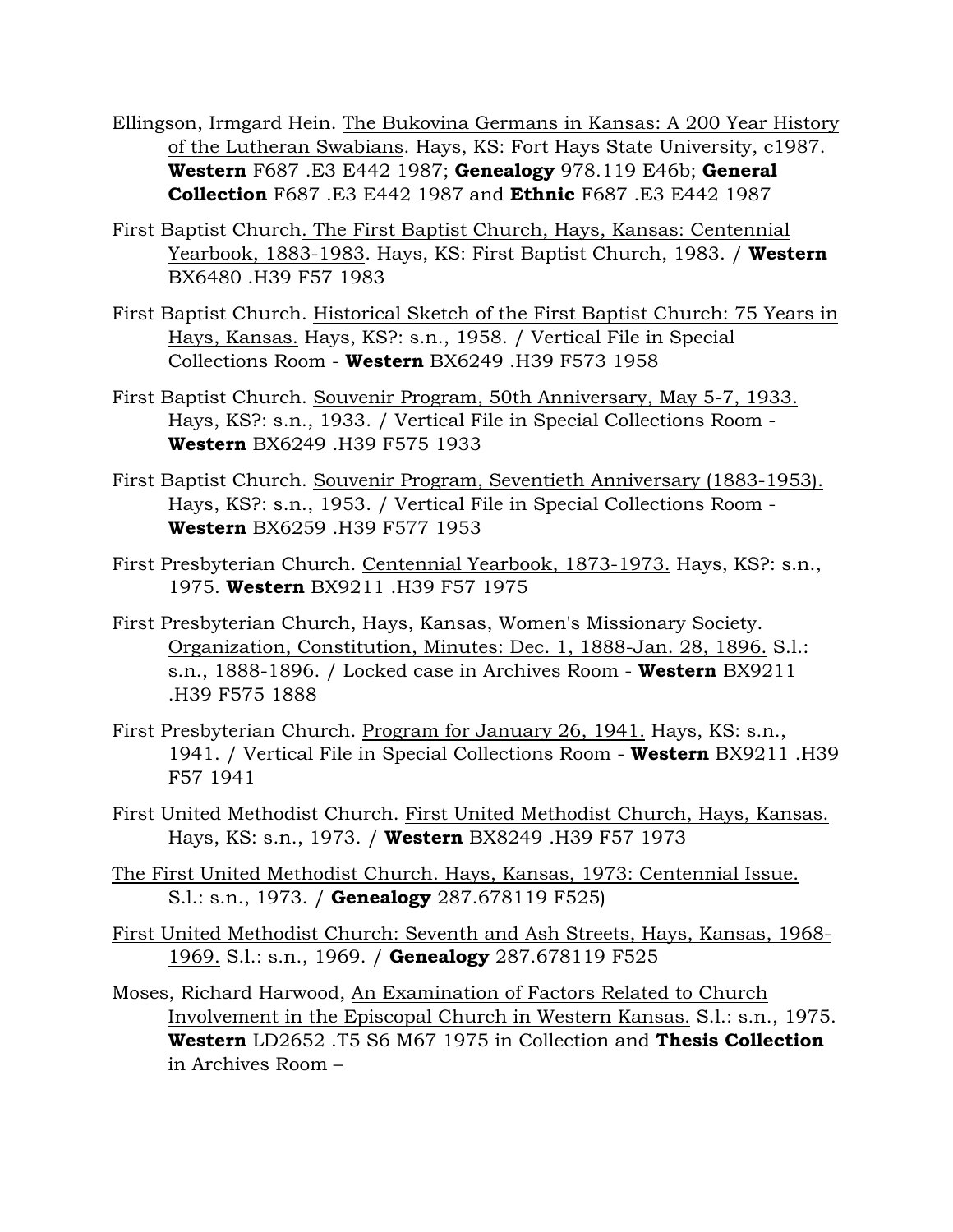Ellingson, Irmgard Hein. <u>The Bukovina Germans in Kansas: A 200 Year History of the Lutheran Swabians</u>. Hays, KS: Fort Hays State University, c1987. **Western** F687 .E3 E442 1987; **Genealogy** 978.119 E46b; **General Collection** F687 .E3 E442 1987 and **Ethnic** F687 .E3 E442 1987

First Baptist Church<u>. The First Baptist Church, Hays, Kansas: Centennial Yearbook, 1883-1983</u>. Hays, KS: First Baptist Church, 1983. / **Western** BX6480 .H39 F57 1983

First Baptist Church. <u>Historical Sketch of the First Baptist Church: 75 Years in Hays, Kansas.</u> Hays, KS?: s.n., 1958. / Vertical File in Special Collections Room - **Western** BX6249 .H39 F573 1958

First Baptist Church. <u>Souvenir Program, 50th Anniversary, May 5-7, 1933.</u> Hays, KS?: s.n., 1933. / Vertical File in Special Collections Room - **Western** BX6249 .H39 F575 1933

First Baptist Church. <u>Souvenir Program, Seventieth Anniversary (1883-1953).</u> Hays, KS?: s.n., 1953. / Vertical File in Special Collections Room - **Western** BX6259 .H39 F577 1953

First Presbyterian Church. <u>Centennial Yearbook, 1873-1973.</u> Hays, KS?: s.n., 1975. **Western** BX9211 .H39 F57 1975

First Presbyterian Church, Hays, Kansas, Women's Missionary Society. <u>Organization, Constitution, Minutes: Dec. 1, 1888-Jan. 28, 1896.</u> S.l.: s.n., 1888-1896. / Locked case in Archives Room - **Western** BX9211 .H39 F575 1888

First Presbyterian Church. <u>Program for January 26, 1941.</u> Hays, KS: s.n., 1941. / Vertical File in Special Collections Room - **Western** BX9211 .H39 F57 1941

First United Methodist Church. <u>First United Methodist Church, Hays, Kansas.</u> Hays, KS: s.n., 1973. / **Western** BX8249 .H39 F57 1973

<u>The First United Methodist Church. Hays, Kansas, 1973: Centennial Issue.</u> S.l.: s.n., 1973. / **Genealogy** 287.678119 F525)

<u>First United Methodist Church: Seventh and Ash Streets, Hays, Kansas, 1968-1969.</u> S.l.: s.n., 1969. / **Genealogy** 287.678119 F525

Moses, Richard Harwood, <u>An Examination of Factors Related to Church Involvement in the Episcopal Church in Western Kansas.</u> S.l.: s.n., 1975. **Western** LD2652 .T5 S6 M67 1975 in Collection and **Thesis Collection** in Archives Room –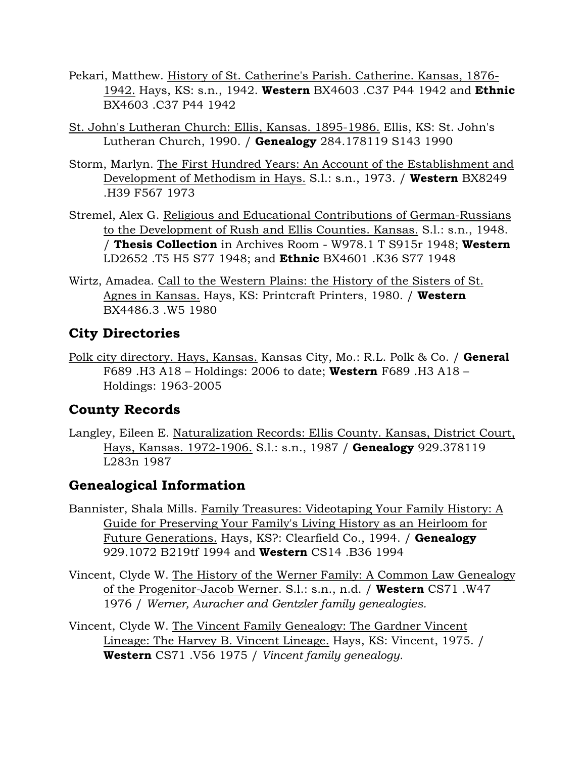Pekari, Matthew. <u>History of St. Catherine's Parish. Catherine. Kansas, 1876-1942.</u> Hays, KS: s.n., 1942. **Western** BX4603 .C37 P44 1942 and **Ethnic** BX4603 .C37 P44 1942

<u>St. John's Lutheran Church: Ellis, Kansas. 1895-1986.</u> Ellis, KS: St. John's Lutheran Church, 1990. / **Genealogy** 284.178119 S143 1990

Storm, Marlyn. <u>The First Hundred Years: An Account of the Establishment and Development of Methodism in Hays.</u> S.l.: s.n., 1973. / **Western** BX8249 .H39 F567 1973

Stremel, Alex G. <u>Religious and Educational Contributions of German-Russians to the Development of Rush and Ellis Counties. Kansas.</u> S.l.: s.n., 1948. / **Thesis Collection** in Archives Room - W978.1 T S915r 1948; **Western** LD2652 .T5 H5 S77 1948; and **Ethnic** BX4601 .K36 S77 1948

Wirtz, Amadea. <u>Call to the Western Plains: the History of the Sisters of St. Agnes in Kansas.</u> Hays, KS: Printcraft Printers, 1980. / **Western** BX4486.3 .W5 1980

## City Directories

<u>Polk city directory. Hays, Kansas.</u> Kansas City, Mo.: R.L. Polk & Co. / **General** F689 .H3 A18 – Holdings: 2006 to date; **Western** F689 .H3 A18 – Holdings: 1963-2005

## County Records

Langley, Eileen E. <u>Naturalization Records: Ellis County. Kansas, District Court, Hays, Kansas. 1972-1906.</u> S.l.: s.n., 1987 / **Genealogy** 929.378119 L283n 1987

## Genealogical Information

Bannister, Shala Mills. <u>Family Treasures: Videotaping Your Family History: A Guide for Preserving Your Family's Living History as an Heirloom for Future Generations.</u> Hays, KS?: Clearfield Co., 1994. / **Genealogy** 929.1072 B219tf 1994 and **Western** CS14 .B36 1994

Vincent, Clyde W. <u>The History of the Werner Family: A Common Law Genealogy of the Progenitor-Jacob Werner</u>. S.l.: s.n., n.d. / **Western** CS71 .W47 1976 / *Werner, Auracher and Gentzler family genealogies.*

Vincent, Clyde W. <u>The Vincent Family Genealogy: The Gardner Vincent Lineage: The Harvey B. Vincent Lineage.</u> Hays, KS: Vincent, 1975. / **Western** CS71 .V56 1975 / *Vincent family genealogy.*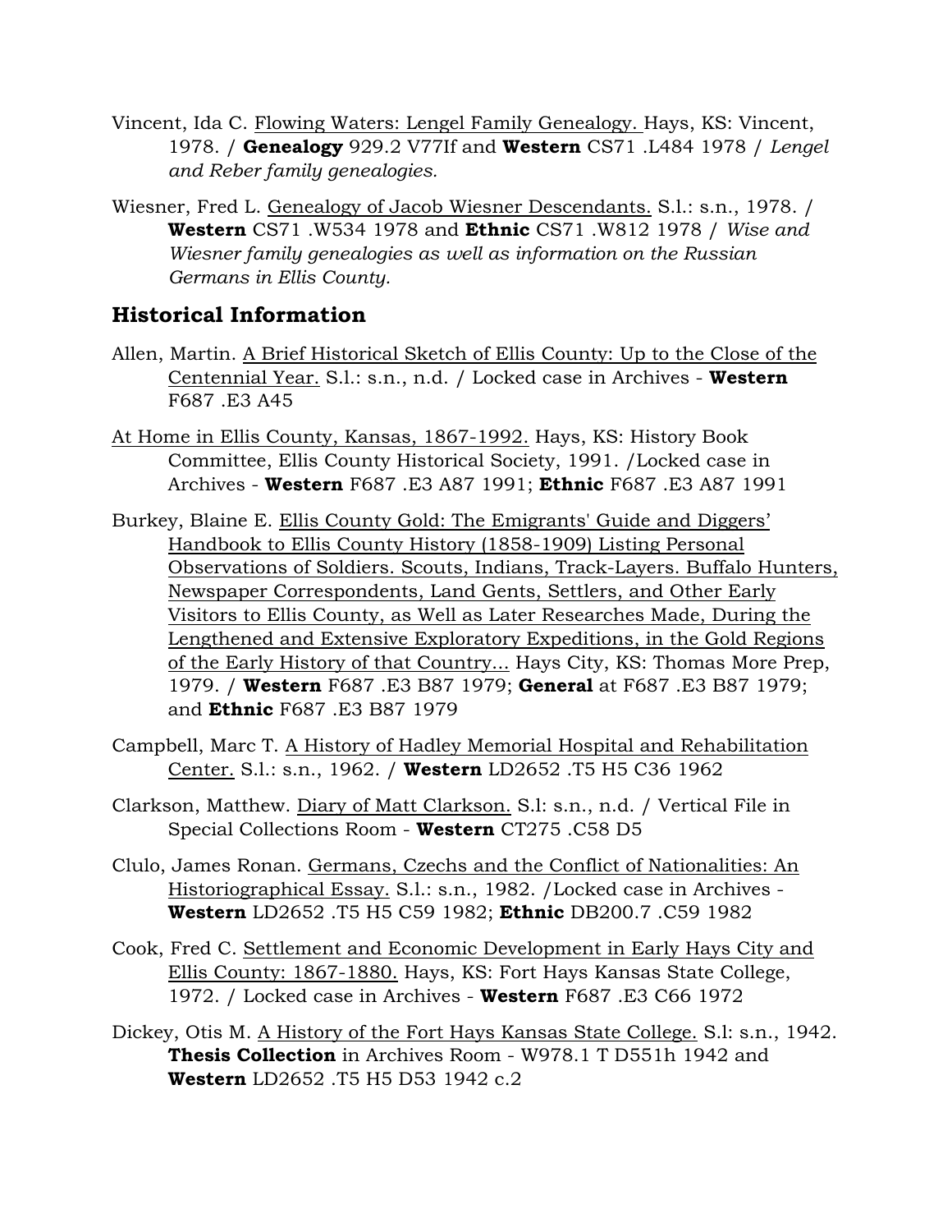Vincent, Ida C. <u>Flowing Waters: Lengel Family Genealogy.</u> Hays, KS: Vincent, 1978. / **Genealogy** 929.2 V77If and **Western** CS71 .L484 1978 / *Lengel and Reber family genealogies.*

Wiesner, Fred L. <u>Genealogy of Jacob Wiesner Descendants.</u> S.l.: s.n., 1978. / **Western** CS71 .W534 1978 and **Ethnic** CS71 .W812 1978 / *Wise and Wiesner family genealogies as well as information on the Russian Germans in Ellis County.*

## Historical Information

Allen, Martin. <u>A Brief Historical Sketch of Ellis County: Up to the Close of the Centennial Year.</u> S.l.: s.n., n.d. / Locked case in Archives - **Western** F687 .E3 A45

<u>At Home in Ellis County, Kansas, 1867-1992.</u> Hays, KS: History Book Committee, Ellis County Historical Society, 1991. /Locked case in Archives - **Western** F687 .E3 A87 1991; **Ethnic** F687 .E3 A87 1991

Burkey, Blaine E. <u>Ellis County Gold: The Emigrants' Guide and Diggers' Handbook to Ellis County History (1858-1909) Listing Personal Observations of Soldiers. Scouts, Indians, Track-Layers. Buffalo Hunters, Newspaper Correspondents, Land Gents, Settlers, and Other Early Visitors to Ellis County, as Well as Later Researches Made, During the Lengthened and Extensive Exploratory Expeditions, in the Gold Regions of the Early History of that Country...</u> Hays City, KS: Thomas More Prep, 1979. / **Western** F687 .E3 B87 1979; **General** at F687 .E3 B87 1979; and **Ethnic** F687 .E3 B87 1979

Campbell, Marc T. <u>A History of Hadley Memorial Hospital and Rehabilitation Center.</u> S.l.: s.n., 1962. / **Western** LD2652 .T5 H5 C36 1962

Clarkson, Matthew. <u>Diary of Matt Clarkson.</u> S.l: s.n., n.d. / Vertical File in Special Collections Room - **Western** CT275 .C58 D5

Clulo, James Ronan. <u>Germans, Czechs and the Conflict of Nationalities: An Historiographical Essay.</u> S.l.: s.n., 1982. /Locked case in Archives - **Western** LD2652 .T5 H5 C59 1982; **Ethnic** DB200.7 .C59 1982

Cook, Fred C. <u>Settlement and Economic Development in Early Hays City and Ellis County: 1867-1880.</u> Hays, KS: Fort Hays Kansas State College, 1972. / Locked case in Archives - **Western** F687 .E3 C66 1972

Dickey, Otis M. <u>A History of the Fort Hays Kansas State College.</u> S.l: s.n., 1942. **Thesis Collection** in Archives Room - W978.1 T D551h 1942 and **Western** LD2652 .T5 H5 D53 1942 c.2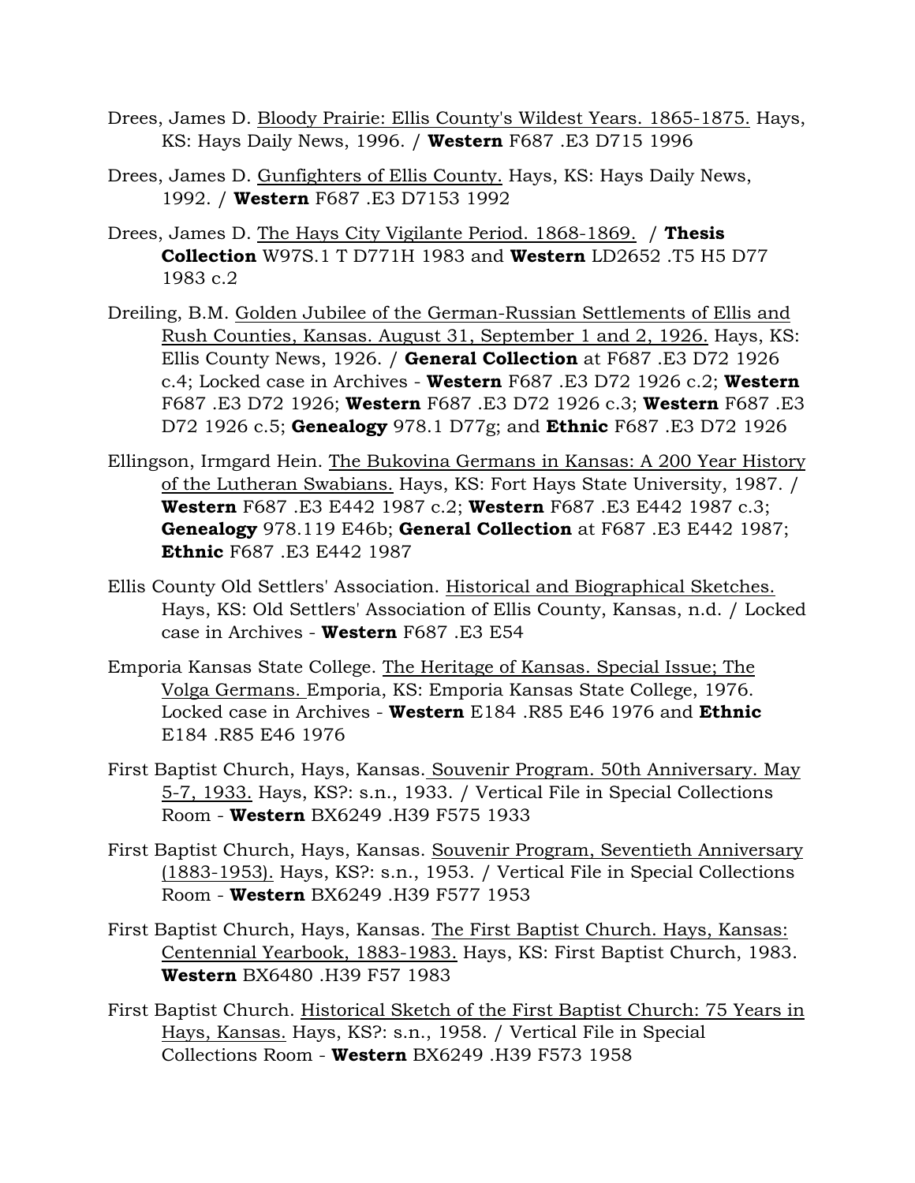Drees, James D. <u>Bloody Prairie: Ellis County's Wildest Years. 1865-1875.</u> Hays, KS: Hays Daily News, 1996. / **Western** F687 .E3 D715 1996

Drees, James D. <u>Gunfighters of Ellis County.</u> Hays, KS: Hays Daily News, 1992. / **Western** F687 .E3 D7153 1992

Drees, James D. <u>The Hays City Vigilante Period. 1868-1869.</u> / **Thesis Collection** W97S.1 T D771H 1983 and **Western** LD2652 .T5 H5 D77 1983 c.2

Dreiling, B.M. <u>Golden Jubilee of the German-Russian Settlements of Ellis and Rush Counties, Kansas. August 31, September 1 and 2, 1926.</u> Hays, KS: Ellis County News, 1926. / **General Collection** at F687 .E3 D72 1926 c.4; Locked case in Archives - **Western** F687 .E3 D72 1926 c.2; **Western** F687 .E3 D72 1926; **Western** F687 .E3 D72 1926 c.3; **Western** F687 .E3 D72 1926 c.5; **Genealogy** 978.1 D77g; and **Ethnic** F687 .E3 D72 1926

Ellingson, Irmgard Hein. <u>The Bukovina Germans in Kansas: A 200 Year History of the Lutheran Swabians.</u> Hays, KS: Fort Hays State University, 1987. / **Western** F687 .E3 E442 1987 c.2; **Western** F687 .E3 E442 1987 c.3; **Genealogy** 978.119 E46b; **General Collection** at F687 .E3 E442 1987; **Ethnic** F687 .E3 E442 1987

Ellis County Old Settlers' Association. <u>Historical and Biographical Sketches.</u> Hays, KS: Old Settlers' Association of Ellis County, Kansas, n.d. / Locked case in Archives - **Western** F687 .E3 E54

Emporia Kansas State College. <u>The Heritage of Kansas. Special Issue; The Volga Germans.</u> Emporia, KS: Emporia Kansas State College, 1976. Locked case in Archives - **Western** E184 .R85 E46 1976 and **Ethnic** E184 .R85 E46 1976

First Baptist Church, Hays, Kansas. <u>Souvenir Program. 50th Anniversary. May 5-7, 1933.</u> Hays, KS?: s.n., 1933. / Vertical File in Special Collections Room - **Western** BX6249 .H39 F575 1933

First Baptist Church, Hays, Kansas. <u>Souvenir Program, Seventieth Anniversary (1883-1953).</u> Hays, KS?: s.n., 1953. / Vertical File in Special Collections Room - **Western** BX6249 .H39 F577 1953

First Baptist Church, Hays, Kansas. <u>The First Baptist Church. Hays, Kansas: Centennial Yearbook, 1883-1983.</u> Hays, KS: First Baptist Church, 1983. **Western** BX6480 .H39 F57 1983

First Baptist Church. <u>Historical Sketch of the First Baptist Church: 75 Years in Hays, Kansas.</u> Hays, KS?: s.n., 1958. / Vertical File in Special Collections Room - **Western** BX6249 .H39 F573 1958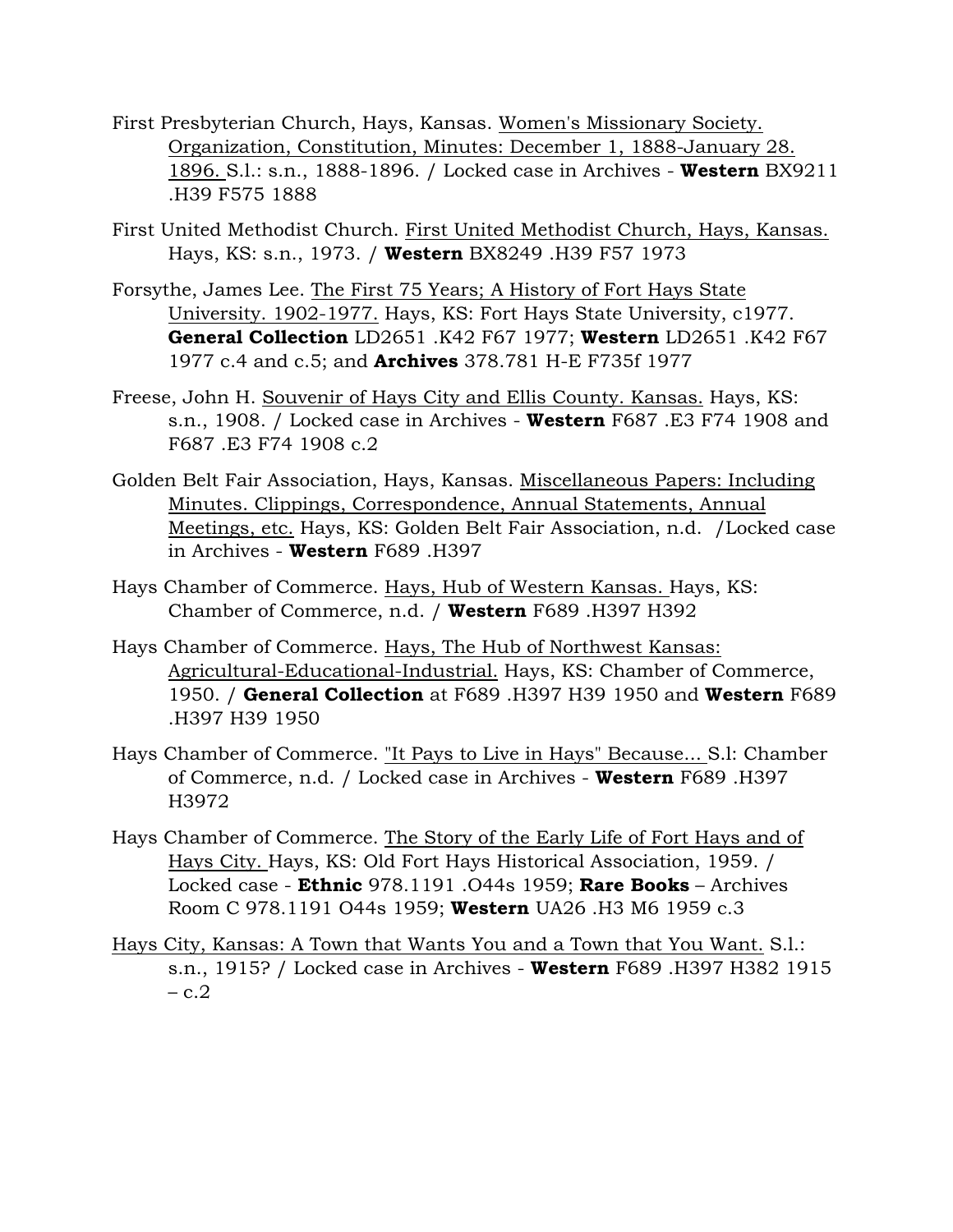First Presbyterian Church, Hays, Kansas. <u>Women's Missionary Society. Organization, Constitution, Minutes: December 1, 1888-January 28. 1896.</u> S.l.: s.n., 1888-1896. / Locked case in Archives - **Western** BX9211 .H39 F575 1888

First United Methodist Church. <u>First United Methodist Church, Hays, Kansas.</u> Hays, KS: s.n., 1973. / **Western** BX8249 .H39 F57 1973

Forsythe, James Lee. <u>The First 75 Years; A History of Fort Hays State University. 1902-1977.</u> Hays, KS: Fort Hays State University, c1977. **General Collection** LD2651 .K42 F67 1977; **Western** LD2651 .K42 F67 1977 c.4 and c.5; and **Archives** 378.781 H-E F735f 1977

Freese, John H. <u>Souvenir of Hays City and Ellis County. Kansas.</u> Hays, KS: s.n., 1908. / Locked case in Archives - **Western** F687 .E3 F74 1908 and F687 .E3 F74 1908 c.2

Golden Belt Fair Association, Hays, Kansas. <u>Miscellaneous Papers: Including Minutes. Clippings, Correspondence, Annual Statements, Annual Meetings, etc.</u> Hays, KS: Golden Belt Fair Association, n.d. /Locked case in Archives - **Western** F689 .H397

Hays Chamber of Commerce. <u>Hays, Hub of Western Kansas.</u> Hays, KS: Chamber of Commerce, n.d. / **Western** F689 .H397 H392

Hays Chamber of Commerce. <u>Hays, The Hub of Northwest Kansas: Agricultural-Educational-Industrial.</u> Hays, KS: Chamber of Commerce, 1950. / **General Collection** at F689 .H397 H39 1950 and **Western** F689 .H397 H39 1950

Hays Chamber of Commerce. <u>"It Pays to Live in Hays" Because...</u> S.l: Chamber of Commerce, n.d. / Locked case in Archives - **Western** F689 .H397 H3972

Hays Chamber of Commerce. <u>The Story of the Early Life of Fort Hays and of Hays City.</u> Hays, KS: Old Fort Hays Historical Association, 1959. / Locked case - **Ethnic** 978.1191 .O44s 1959; **Rare Books** – Archives Room C 978.1191 O44s 1959; **Western** UA26 .H3 M6 1959 c.3

<u>Hays City, Kansas: A Town that Wants You and a Town that You Want.</u> S.l.: s.n., 1915? / Locked case in Archives - **Western** F689 .H397 H382 1915 – c.2